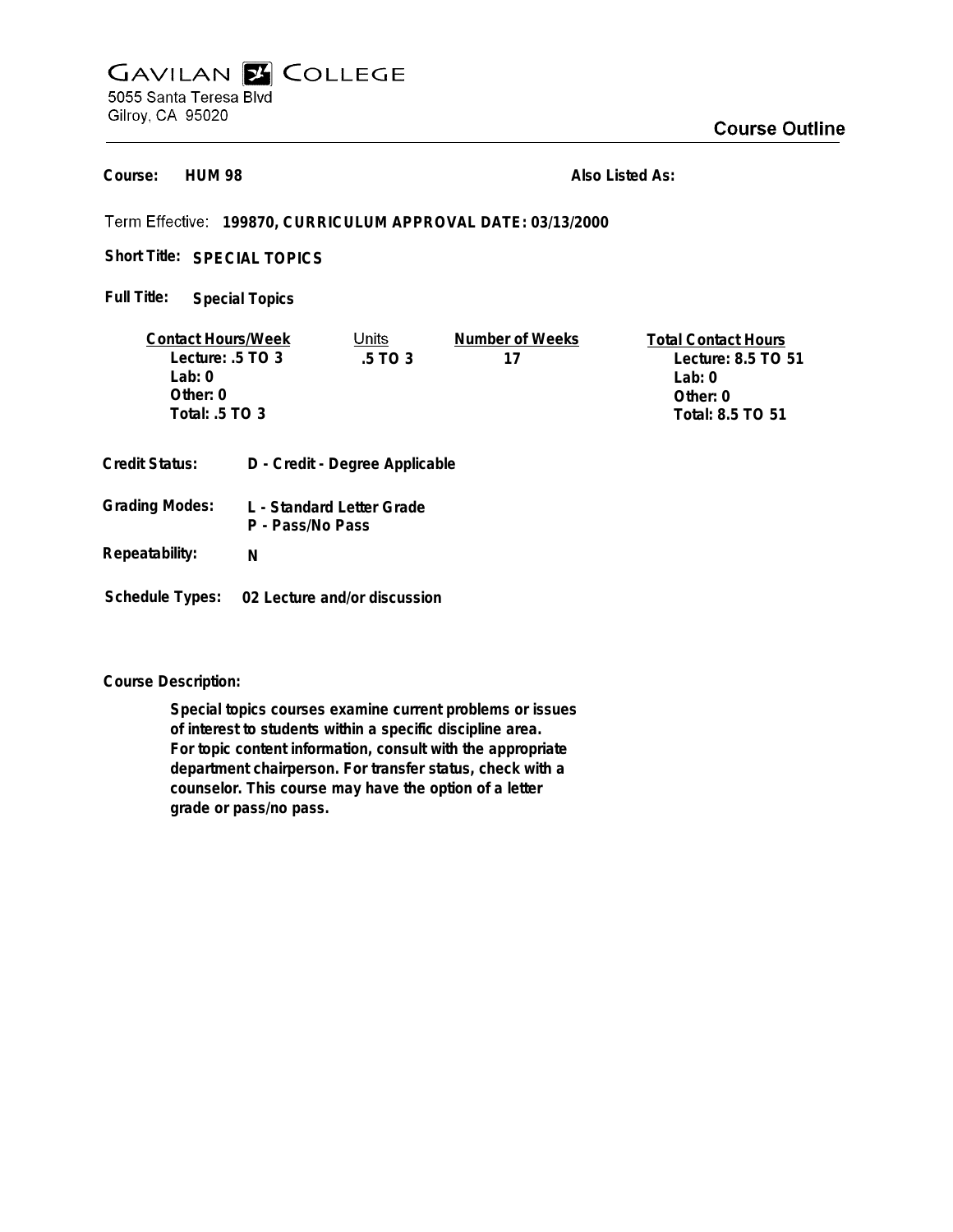# GAVILAN COLLEGE

5055 Santa Teresa Blvd
Gilroy, CA 95020

## Course Outline

**Course:** HUM 98

**Also Listed As:**

**Term Effective:** 199870, CURRICULUM APPROVAL DATE: 03/13/2000

**Short Title:** SPECIAL TOPICS

**Full Title:** Special Topics

| Contact Hours/Week | Units | Number of Weeks | Total Contact Hours |
|---|---|---|---|
| Lecture: .5 TO 3 | .5 TO 3 | 17 | Lecture: 8.5 TO 51 |
| Lab: 0 | | | Lab: 0 |
| Other: 0 | | | Other: 0 |
| Total: .5 TO 3 | | | Total: 8.5 TO 51 |

**Credit Status:** D - Credit - Degree Applicable

**Grading Modes:** L - Standard Letter Grade
P - Pass/No Pass

**Repeatability:** N

**Schedule Types:** 02 Lecture and/or discussion

**Course Description:**

Special topics courses examine current problems or issues of interest to students within a specific discipline area. For topic content information, consult with the appropriate department chairperson. For transfer status, check with a counselor. This course may have the option of a letter grade or pass/no pass.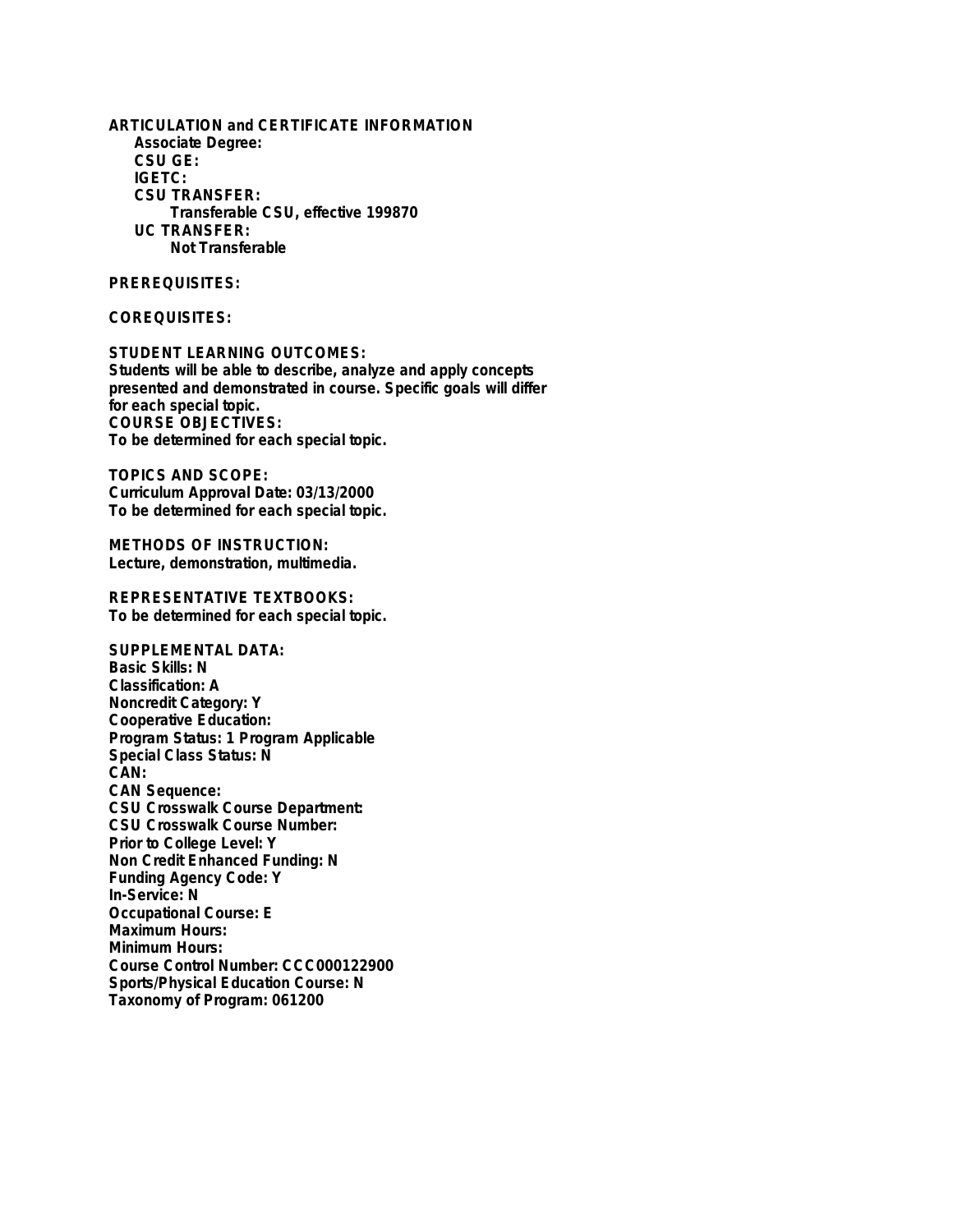**ARTICULATION and CERTIFICATE INFORMATION**

**Associate Degree:**

**CSU GE:**

**IGETC:**

**CSU TRANSFER:**

**Transferable CSU, effective 199870**

**UC TRANSFER:**

**Not Transferable**

**PREREQUISITES:**

**COREQUISITES:**

**STUDENT LEARNING OUTCOMES:**

**Students will be able to describe, analyze and apply concepts presented and demonstrated in course. Specific goals will differ for each special topic.**

**COURSE OBJECTIVES:**

**To be determined for each special topic.**

**TOPICS AND SCOPE:**

**Curriculum Approval Date: 03/13/2000**

**To be determined for each special topic.**

**METHODS OF INSTRUCTION:**

**Lecture, demonstration, multimedia.**

**REPRESENTATIVE TEXTBOOKS:**

**To be determined for each special topic.**

**SUPPLEMENTAL DATA:**

**Basic Skills: N**
**Classification: A**
**Noncredit Category: Y**
**Cooperative Education:**
**Program Status: 1 Program Applicable**
**Special Class Status: N**
**CAN:**
**CAN Sequence:**
**CSU Crosswalk Course Department:**
**CSU Crosswalk Course Number:**
**Prior to College Level: Y**
**Non Credit Enhanced Funding: N**
**Funding Agency Code: Y**
**In-Service: N**
**Occupational Course: E**
**Maximum Hours:**
**Minimum Hours:**
**Course Control Number: CCC000122900**
**Sports/Physical Education Course: N**
**Taxonomy of Program: 061200**